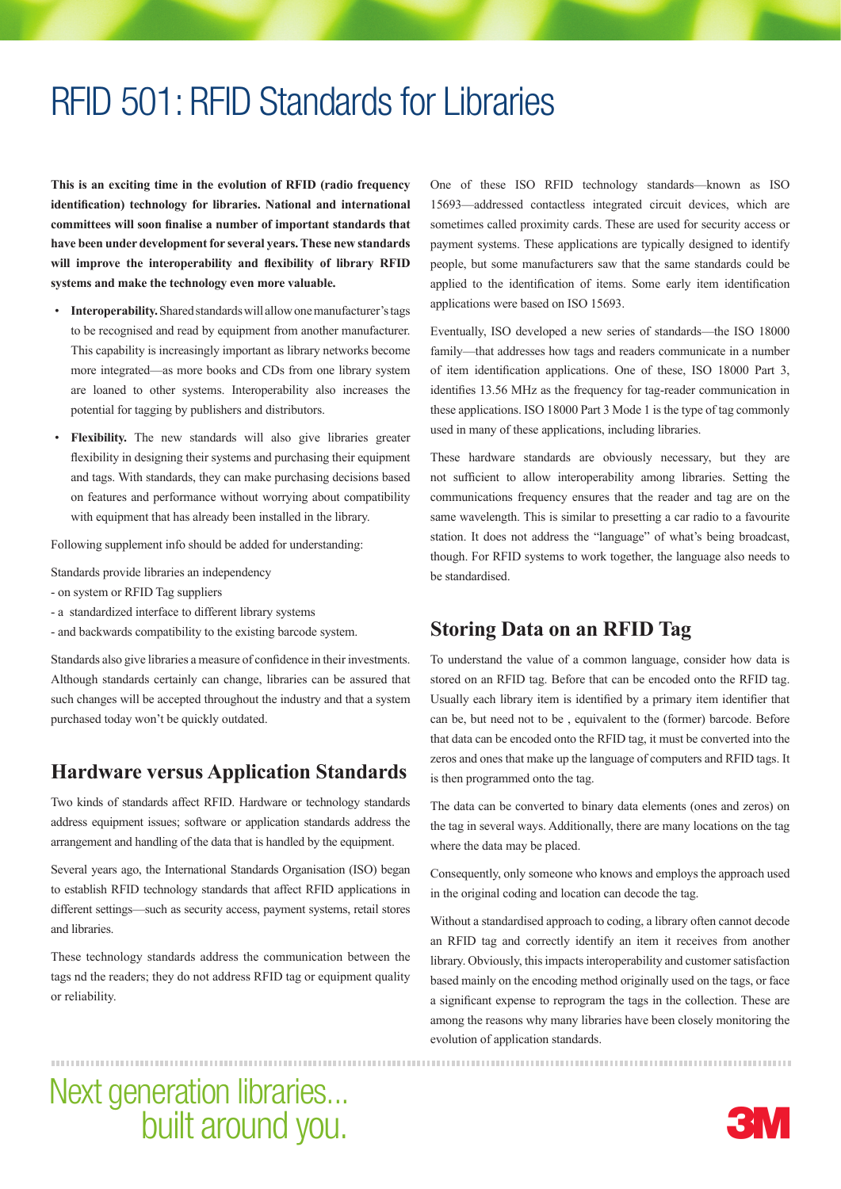# RFID 501: RFID Standards for Libraries

**This is an exciting time in the evolution of RFID (radio frequency identification) technology for libraries. National and international committees will soon finalise a number of important standards that have been under development for several years. These new standards will improve the interoperability and flexibility of library RFID systems and make the technology even more valuable.**

- **Interoperability.** Shared standards will allow one manufacturer's tags to be recognised and read by equipment from another manufacturer. This capability is increasingly important as library networks become more integrated—as more books and CDs from one library system are loaned to other systems. Interoperability also increases the potential for tagging by publishers and distributors.
- **Flexibility.** The new standards will also give libraries greater flexibility in designing their systems and purchasing their equipment and tags. With standards, they can make purchasing decisions based on features and performance without worrying about compatibility with equipment that has already been installed in the library.

Following supplement info should be added for understanding:

Standards provide libraries an independency
- on system or RFID Tag suppliers
- a standardized interface to different library systems
- and backwards compatibility to the existing barcode system.

Standards also give libraries a measure of confidence in their investments. Although standards certainly can change, libraries can be assured that such changes will be accepted throughout the industry and that a system purchased today won't be quickly outdated.

## Hardware versus Application Standards

Two kinds of standards affect RFID. Hardware or technology standards address equipment issues; software or application standards address the arrangement and handling of the data that is handled by the equipment.

Several years ago, the International Standards Organisation (ISO) began to establish RFID technology standards that affect RFID applications in different settings—such as security access, payment systems, retail stores and libraries.

These technology standards address the communication between the tags nd the readers; they do not address RFID tag or equipment quality or reliability.

One of these ISO RFID technology standards—known as ISO 15693—addressed contactless integrated circuit devices, which are sometimes called proximity cards. These are used for security access or payment systems. These applications are typically designed to identify people, but some manufacturers saw that the same standards could be applied to the identification of items. Some early item identification applications were based on ISO 15693.

Eventually, ISO developed a new series of standards—the ISO 18000 family—that addresses how tags and readers communicate in a number of item identification applications. One of these, ISO 18000 Part 3, identifies 13.56 MHz as the frequency for tag-reader communication in these applications. ISO 18000 Part 3 Mode 1 is the type of tag commonly used in many of these applications, including libraries.

These hardware standards are obviously necessary, but they are not sufficient to allow interoperability among libraries. Setting the communications frequency ensures that the reader and tag are on the same wavelength. This is similar to presetting a car radio to a favourite station. It does not address the "language" of what's being broadcast, though. For RFID systems to work together, the language also needs to be standardised.

## Storing Data on an RFID Tag

To understand the value of a common language, consider how data is stored on an RFID tag. Before that can be encoded onto the RFID tag. Usually each library item is identified by a primary item identifier that can be, but need not to be , equivalent to the (former) barcode. Before that data can be encoded onto the RFID tag, it must be converted into the zeros and ones that make up the language of computers and RFID tags. It is then programmed onto the tag.

The data can be converted to binary data elements (ones and zeros) on the tag in several ways. Additionally, there are many locations on the tag where the data may be placed.

Consequently, only someone who knows and employs the approach used in the original coding and location can decode the tag.

Without a standardised approach to coding, a library often cannot decode an RFID tag and correctly identify an item it receives from another library. Obviously, this impacts interoperability and customer satisfaction based mainly on the encoding method originally used on the tags, or face a significant expense to reprogram the tags in the collection. These are among the reasons why many libraries have been closely monitoring the evolution of application standards.

Next generation libraries...
built around you.

3M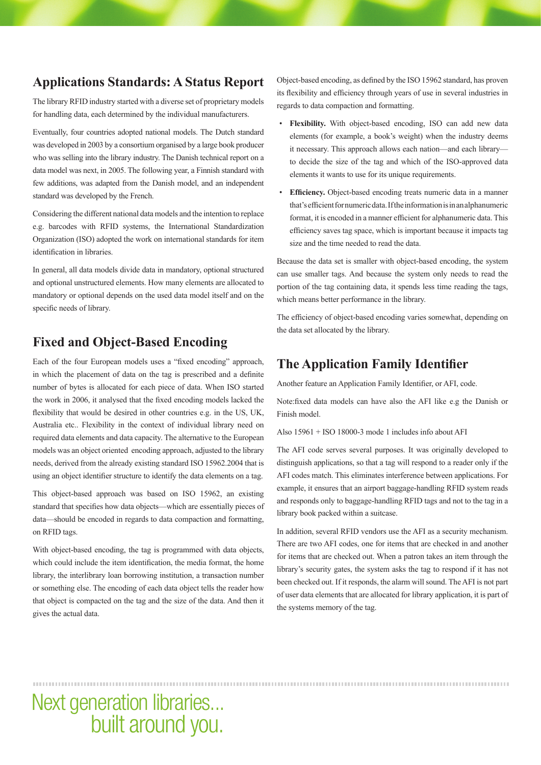## Applications Standards: A Status Report

The library RFID industry started with a diverse set of proprietary models for handling data, each determined by the individual manufacturers.

Eventually, four countries adopted national models. The Dutch standard was developed in 2003 by a consortium organised by a large book producer who was selling into the library industry. The Danish technical report on a data model was next, in 2005. The following year, a Finnish standard with few additions, was adapted from the Danish model, and an independent standard was developed by the French.

Considering the different national data models and the intention to replace e.g. barcodes with RFID systems, the International Standardization Organization (ISO) adopted the work on international standards for item identification in libraries.

In general, all data models divide data in mandatory, optional structured and optional unstructured elements. How many elements are allocated to mandatory or optional depends on the used data model itself and on the specific needs of library.

## Fixed and Object-Based Encoding

Each of the four European models uses a "fixed encoding" approach, in which the placement of data on the tag is prescribed and a definite number of bytes is allocated for each piece of data. When ISO started the work in 2006, it analysed that the fixed encoding models lacked the flexibility that would be desired in other countries e.g. in the US, UK, Australia etc.. Flexibility in the context of individual library need on required data elements and data capacity. The alternative to the European models was an object oriented encoding approach, adjusted to the library needs, derived from the already existing standard ISO 15962.2004 that is using an object identifier structure to identify the data elements on a tag.

This object-based approach was based on ISO 15962, an existing standard that specifies how data objects—which are essentially pieces of data—should be encoded in regards to data compaction and formatting, on RFID tags.

With object-based encoding, the tag is programmed with data objects, which could include the item identification, the media format, the home library, the interlibrary loan borrowing institution, a transaction number or something else. The encoding of each data object tells the reader how that object is compacted on the tag and the size of the data. And then it gives the actual data.

Object-based encoding, as defined by the ISO 15962 standard, has proven its flexibility and efficiency through years of use in several industries in regards to data compaction and formatting.

- **Flexibility.** With object-based encoding, ISO can add new data elements (for example, a book's weight) when the industry deems it necessary. This approach allows each nation—and each library—to decide the size of the tag and which of the ISO-approved data elements it wants to use for its unique requirements.
- **Efficiency.** Object-based encoding treats numeric data in a manner that's efficient for numeric data. If the information is in an alphanumeric format, it is encoded in a manner efficient for alphanumeric data. This efficiency saves tag space, which is important because it impacts tag size and the time needed to read the data.

Because the data set is smaller with object-based encoding, the system can use smaller tags. And because the system only needs to read the portion of the tag containing data, it spends less time reading the tags, which means better performance in the library.

The efficiency of object-based encoding varies somewhat, depending on the data set allocated by the library.

## The Application Family Identifier

Another feature an Application Family Identifier, or AFI, code.

Note:fixed data models can have also the AFI like e.g the Danish or Finish model.

Also 15961 + ISO 18000-3 mode 1 includes info about AFI

The AFI code serves several purposes. It was originally developed to distinguish applications, so that a tag will respond to a reader only if the AFI codes match. This eliminates interference between applications. For example, it ensures that an airport baggage-handling RFID system reads and responds only to baggage-handling RFID tags and not to the tag in a library book packed within a suitcase.

In addition, several RFID vendors use the AFI as a security mechanism. There are two AFI codes, one for items that are checked in and another for items that are checked out. When a patron takes an item through the library's security gates, the system asks the tag to respond if it has not been checked out. If it responds, the alarm will sound. The AFI is not part of user data elements that are allocated for library application, it is part of the systems memory of the tag.

Next generation libraries...
built around you.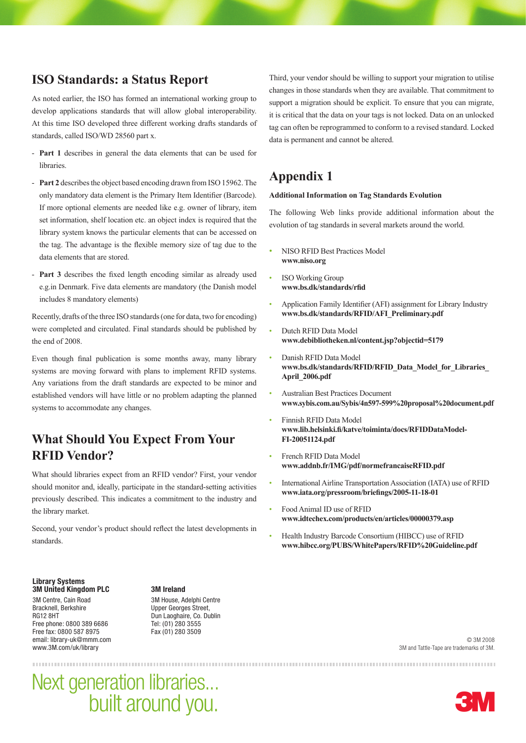## ISO Standards: a Status Report

As noted earlier, the ISO has formed an international working group to develop applications standards that will allow global interoperability. At this time ISO developed three different working drafts standards of standards, called ISO/WD 28560 part x.

- **Part 1** describes in general the data elements that can be used for libraries.
- **Part 2** describes the object based encoding drawn from ISO 15962. The only mandatory data element is the Primary Item Identifier (Barcode). If more optional elements are needed like e.g. owner of library, item set information, shelf location etc. an object index is required that the library system knows the particular elements that can be accessed on the tag. The advantage is the flexible memory size of tag due to the data elements that are stored.
- **Part 3** describes the fixed length encoding similar as already used e.g.in Denmark. Five data elements are mandatory (the Danish model includes 8 mandatory elements)

Recently, drafts of the three ISO standards (one for data, two for encoding) were completed and circulated. Final standards should be published by the end of 2008.

Even though final publication is some months away, many library systems are moving forward with plans to implement RFID systems. Any variations from the draft standards are expected to be minor and established vendors will have little or no problem adapting the planned systems to accommodate any changes.

## What Should You Expect From Your RFID Vendor?

What should libraries expect from an RFID vendor? First, your vendor should monitor and, ideally, participate in the standard-setting activities previously described. This indicates a commitment to the industry and the library market.

Second, your vendor's product should reflect the latest developments in standards.

Third, your vendor should be willing to support your migration to utilise changes in those standards when they are available. That commitment to support a migration should be explicit. To ensure that you can migrate, it is critical that the data on your tags is not locked. Data on an unlocked tag can often be reprogrammed to conform to a revised standard. Locked data is permanent and cannot be altered.

## Appendix 1

**Additional Information on Tag Standards Evolution**

The following Web links provide additional information about the evolution of tag standards in several markets around the world.

- NISO RFID Best Practices Model
  **www.niso.org**
- ISO Working Group
  **www.bs.dk/standards/rfid**
- Application Family Identifier (AFI) assignment for Library Industry
  **www.bs.dk/standards/RFID/AFI_Preliminary.pdf**
- Dutch RFID Data Model
  **www.debibliotheken.nl/content.jsp?objectid=5179**
- Danish RFID Data Model
  **www.bs.dk/standards/RFID/RFID_Data_Model_for_Libraries_April_2006.pdf**
- Australian Best Practices Document
  **www.sybis.com.au/Sybis/4n597-599%20proposal%20document.pdf**
- Finnish RFID Data Model
  **www.lib.helsinki.fi/katve/toiminta/docs/RFIDDataModel-FI-20051124.pdf**
- French RFID Data Model
  **www.addnb.fr/IMG/pdf/normefrancaiseRFID.pdf**
- International Airline Transportation Association (IATA) use of RFID
  **www.iata.org/pressroom/briefings/2005-11-18-01**
- Food Animal ID use of RFID
  **www.idtechex.com/products/en/articles/00000379.asp**
- Health Industry Barcode Consortium (HIBCC) use of RFID
  **www.hibcc.org/PUBS/WhitePapers/RFID%20Guideline.pdf**

**Library Systems**
**3M United Kingdom PLC**
3M Centre, Cain Road
Bracknell, Berkshire
RG12 8HT
Free phone: 0800 389 6686
Free fax: 0800 587 8975
email: library-uk@mmm.com
www.3M.com/uk/library

**3M Ireland**
3M House, Adelphi Centre
Upper Georges Street,
Dun Laoghaire, Co. Dublin
Tel: (01) 280 3555
Fax (01) 280 3509

© 3M 2008
3M and Tattle-Tape are trademarks of 3M.

Next generation libraries...
built around you.

3M